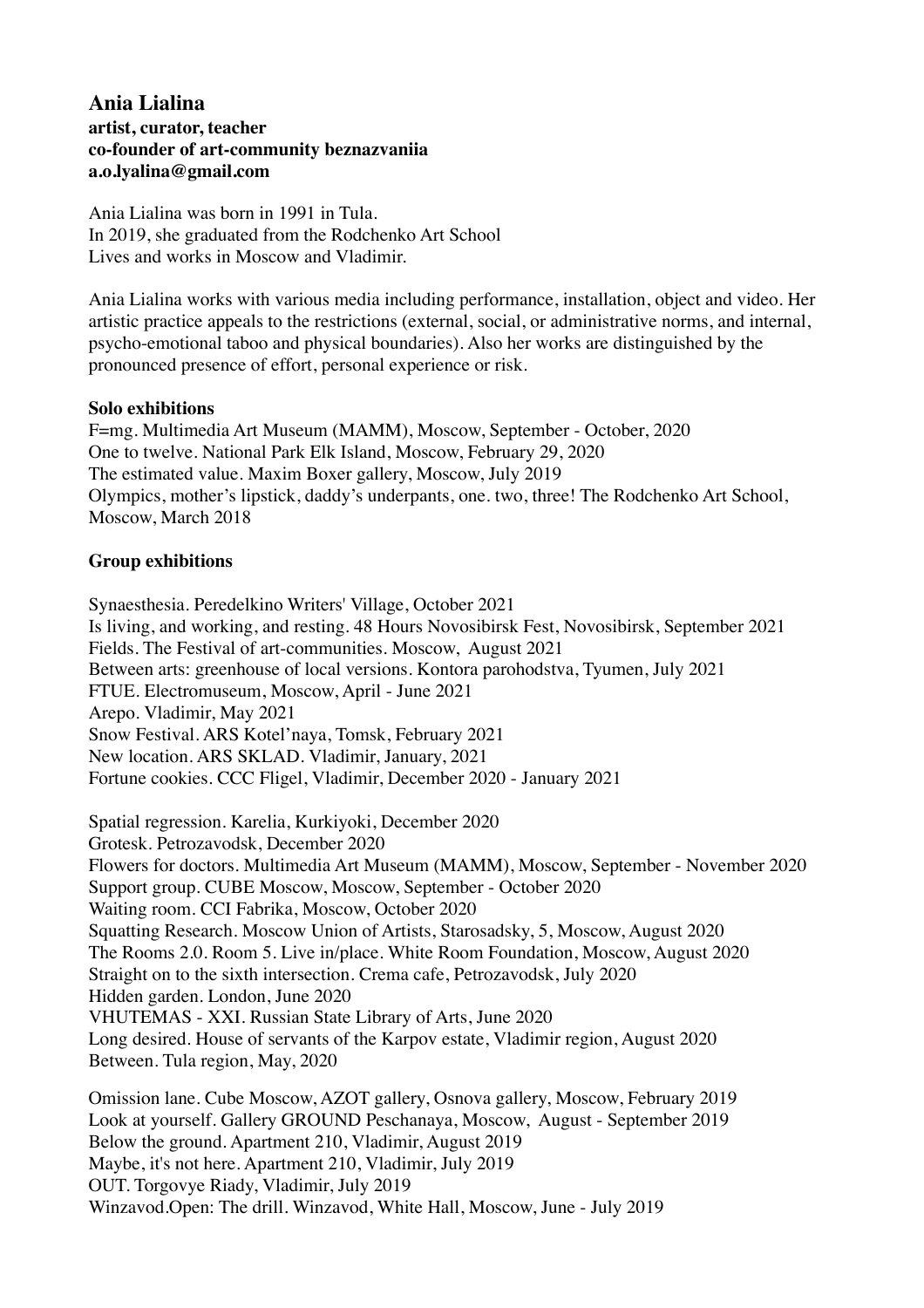# Ania Lialina

**artist, curator, teacher**
**co-founder of art-community beznazvaniia**
**a.o.lyalina@gmail.com**

Ania Lialina was born in 1991 in Tula.
In 2019, she graduated from the Rodchenko Art School
Lives and works in Moscow and Vladimir.

Ania Lialina works with various media including performance, installation, object and video. Her artistic practice appeals to the restrictions (external, social, or administrative norms, and internal, psycho-emotional taboo and physical boundaries). Also her works are distinguished by the pronounced presence of effort, personal experience or risk.

## Solo exhibitions

F=mg. Multimedia Art Museum (MAMM), Moscow, September - October, 2020
One to twelve. National Park Elk Island, Moscow, February 29, 2020
The estimated value. Maxim Boxer gallery, Moscow, July 2019
Olympics, mother's lipstick, daddy's underpants, one. two, three! The Rodchenko Art School, Moscow, March 2018

## Group exhibitions

Synaesthesia. Peredelkino Writers' Village, October 2021
Is living, and working, and resting. 48 Hours Novosibirsk Fest, Novosibirsk, September 2021
Fields. The Festival of art-communities. Moscow, August 2021
Between arts: greenhouse of local versions. Kontora parohodstva, Tyumen, July 2021
FTUE. Electromuseum, Moscow, April - June 2021
Arepo. Vladimir, May 2021
Snow Festival. ARS Kotel'naya, Tomsk, February 2021
New location. ARS SKLAD. Vladimir, January, 2021
Fortune cookies. CCC Fligel, Vladimir, December 2020 - January 2021

Spatial regression. Karelia, Kurkiyoki, December 2020
Grotesk. Petrozavodsk, December 2020
Flowers for doctors. Multimedia Art Museum (MAMM), Moscow, September - November 2020
Support group. CUBE Moscow, Moscow, September - October 2020
Waiting room. CCI Fabrika, Moscow, October 2020
Squatting Research. Moscow Union of Artists, Starosadsky, 5, Moscow, August 2020
The Rooms 2.0. Room 5. Live in/place. White Room Foundation, Moscow, August 2020
Straight on to the sixth intersection. Crema cafe, Petrozavodsk, July 2020
Hidden garden. London, June 2020
VHUTEMAS - XXI. Russian State Library of Arts, June 2020
Long desired. House of servants of the Karpov estate, Vladimir region, August 2020
Between. Tula region, May, 2020

Omission lane. Cube Moscow, AZOT gallery, Osnova gallery, Moscow, February 2019
Look at yourself. Gallery GROUND Peschanaya, Moscow, August - September 2019
Below the ground. Apartment 210, Vladimir, August 2019
Maybe, it's not here. Apartment 210, Vladimir, July 2019
OUT. Torgovye Riady, Vladimir, July 2019
Winzavod.Open: The drill. Winzavod, White Hall, Moscow, June - July 2019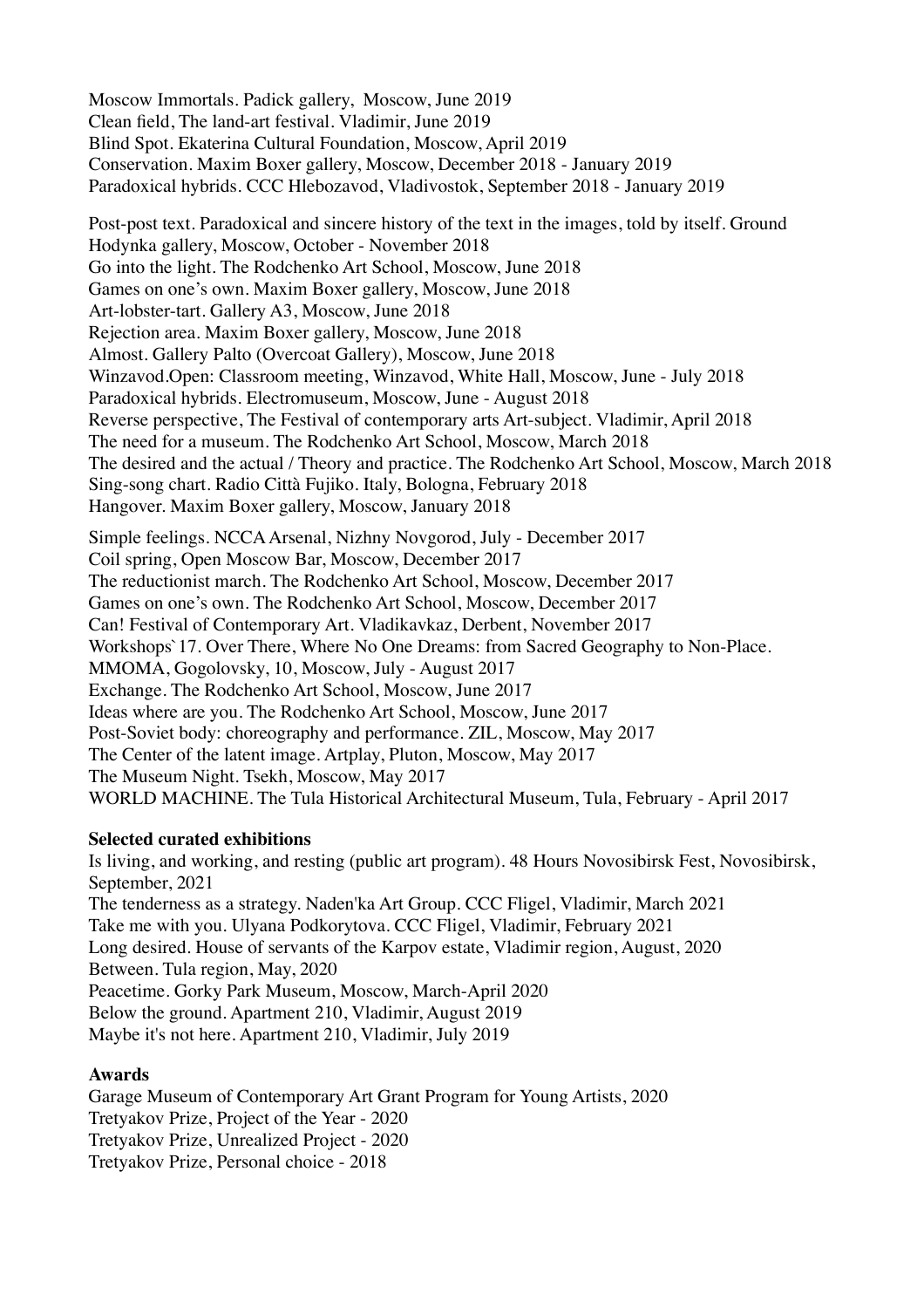Moscow Immortals. Padick gallery, Moscow, June 2019
Clean field, The land-art festival. Vladimir, June 2019
Blind Spot. Ekaterina Cultural Foundation, Moscow, April 2019
Conservation. Maxim Boxer gallery, Moscow, December 2018 - January 2019
Paradoxical hybrids. CCC Hlebozavod, Vladivostok, September 2018 - January 2019

Post-post text. Paradoxical and sincere history of the text in the images, told by itself. Ground Hodynka gallery, Moscow, October - November 2018
Go into the light. The Rodchenko Art School, Moscow, June 2018
Games on one's own. Maxim Boxer gallery, Moscow, June 2018
Art-lobster-tart. Gallery A3, Moscow, June 2018
Rejection area. Maxim Boxer gallery, Moscow, June 2018
Almost. Gallery Palto (Overcoat Gallery), Moscow, June 2018
Winzavod.Open: Classroom meeting, Winzavod, White Hall, Moscow, June - July 2018
Paradoxical hybrids. Electromuseum, Moscow, June - August 2018
Reverse perspective, The Festival of contemporary arts Art-subject. Vladimir, April 2018
The need for a museum. The Rodchenko Art School, Moscow, March 2018
The desired and the actual / Theory and practice. The Rodchenko Art School, Moscow, March 2018
Sing-song chart. Radio Città Fujiko. Italy, Bologna, February 2018
Hangover. Maxim Boxer gallery, Moscow, January 2018

Simple feelings. NCCA Arsenal, Nizhny Novgorod, July - December 2017
Coil spring, Open Moscow Bar, Moscow, December 2017
The reductionist march. The Rodchenko Art School, Moscow, December 2017
Games on one's own. The Rodchenko Art School, Moscow, December 2017
Can! Festival of Contemporary Art. Vladikavkaz, Derbent, November 2017
Workshops`17. Over There, Where No One Dreams: from Sacred Geography to Non-Place. MMOMA, Gogolovsky, 10, Moscow, July - August 2017
Exchange. The Rodchenko Art School, Moscow, June 2017
Ideas where are you. The Rodchenko Art School, Moscow, June 2017
Post-Soviet body: choreography and performance. ZIL, Moscow, May 2017
The Center of the latent image. Artplay, Pluton, Moscow, May 2017
The Museum Night. Tsekh, Moscow, May 2017
WORLD MACHINE. The Tula Historical Architectural Museum, Tula, February - April 2017

**Selected curated exhibitions**

Is living, and working, and resting (public art program). 48 Hours Novosibirsk Fest, Novosibirsk, September, 2021
The tenderness as a strategy. Naden'ka Art Group. CCC Fligel, Vladimir, March 2021
Take me with you. Ulyana Podkorytova. CCC Fligel, Vladimir, February 2021
Long desired. House of servants of the Karpov estate, Vladimir region, August, 2020
Between. Tula region, May, 2020
Peacetime. Gorky Park Museum, Moscow, March-April 2020
Below the ground. Apartment 210, Vladimir, August 2019
Maybe it's not here. Apartment 210, Vladimir, July 2019

**Awards**

Garage Museum of Contemporary Art Grant Program for Young Artists, 2020
Tretyakov Prize, Project of the Year - 2020
Tretyakov Prize, Unrealized Project - 2020
Tretyakov Prize, Personal choice - 2018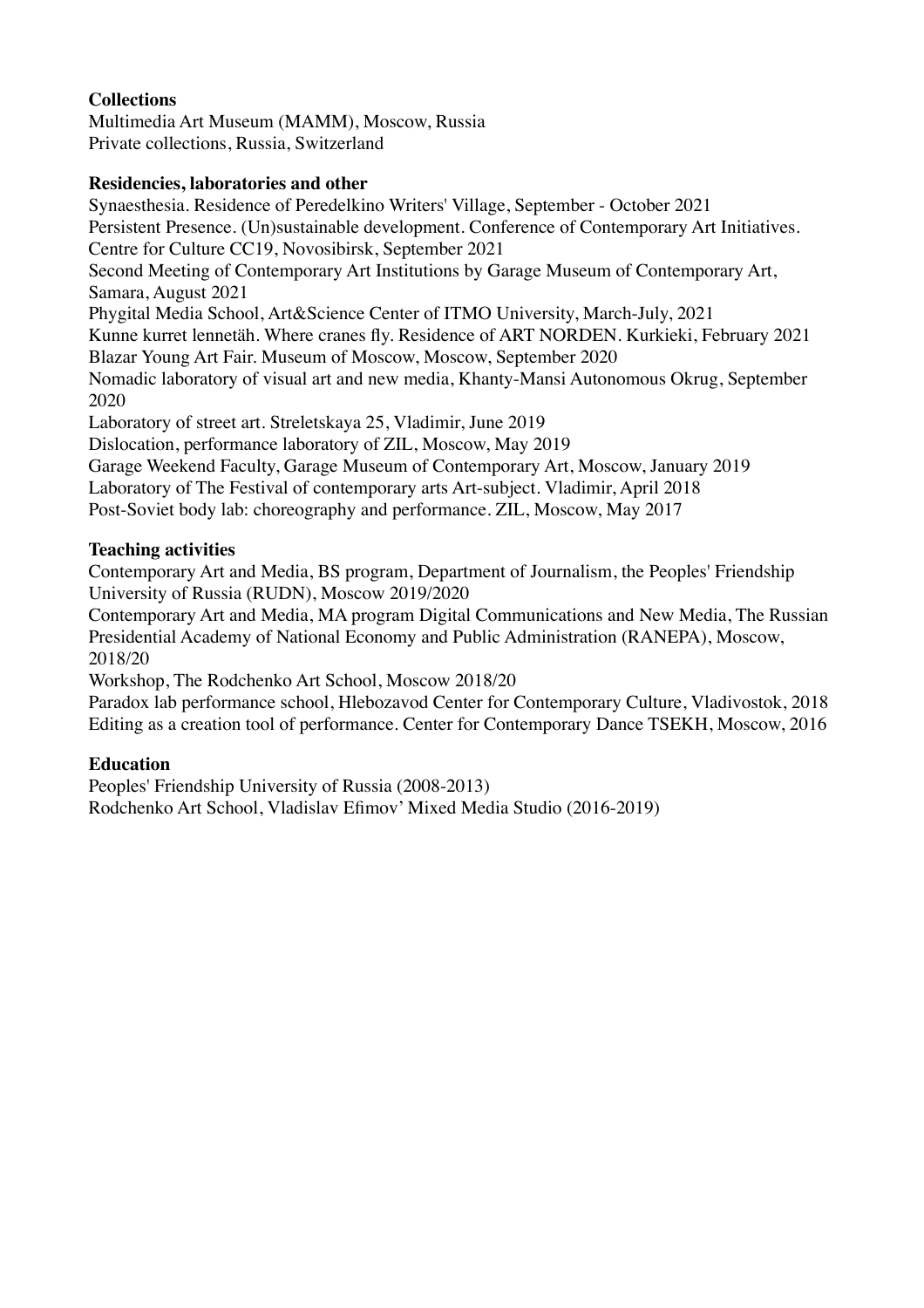**Collections**

Multimedia Art Museum (MAMM), Moscow, Russia
Private collections, Russia, Switzerland

**Residencies, laboratories and other**

Synaesthesia. Residence of Peredelkino Writers' Village, September - October 2021
Persistent Presence. (Un)sustainable development. Conference of Contemporary Art Initiatives. Centre for Culture CC19, Novosibirsk, September 2021
Second Meeting of Contemporary Art Institutions by Garage Museum of Contemporary Art, Samara, August 2021
Phygital Media School, Art&Science Center of ITMO University, March-July, 2021
Kunne kurret lennetäh. Where cranes fly. Residence of ART NORDEN. Kurkieki, February 2021
Blazar Young Art Fair. Museum of Moscow, Moscow, September 2020
Nomadic laboratory of visual art and new media, Khanty-Mansi Autonomous Okrug, September 2020
Laboratory of street art. Streletskaya 25, Vladimir, June 2019
Dislocation, performance laboratory of ZIL, Moscow, May 2019
Garage Weekend Faculty, Garage Museum of Contemporary Art, Moscow, January 2019
Laboratory of The Festival of contemporary arts Art-subject. Vladimir, April 2018
Post-Soviet body lab: choreography and performance. ZIL, Moscow, May 2017

**Teaching activities**

Contemporary Art and Media, BS program, Department of Journalism, the Peoples' Friendship University of Russia (RUDN), Moscow 2019/2020
Contemporary Art and Media, MA program Digital Communications and New Media, The Russian Presidential Academy of National Economy and Public Administration (RANEPA), Moscow, 2018/20
Workshop, The Rodchenko Art School, Moscow 2018/20
Paradox lab performance school, Hlebozavod Center for Contemporary Culture, Vladivostok, 2018
Editing as a creation tool of performance. Center for Contemporary Dance TSEKH, Moscow, 2016

**Education**

Peoples' Friendship University of Russia (2008-2013)
Rodchenko Art School, Vladislav Efimov' Mixed Media Studio (2016-2019)